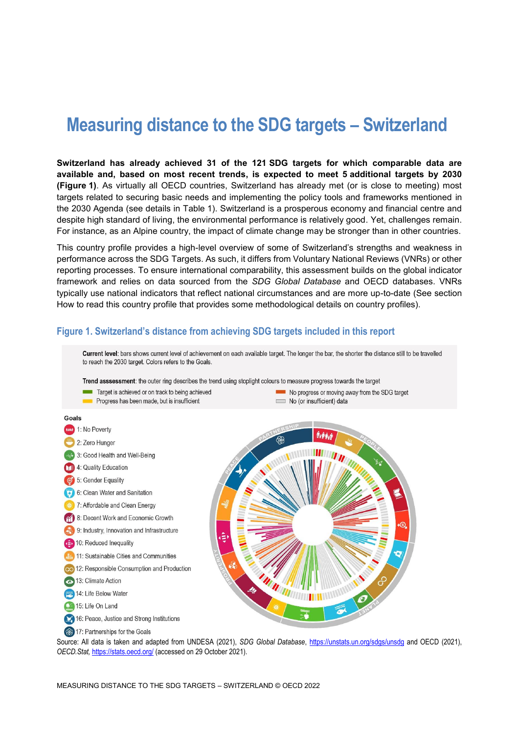# Measuring distance to the SDG targets – Switzerland

**Switzerland has already achieved 31 of the 121 SDG targets for which comparable data are available and, based on most recent trends, is expected to meet 5 additional targets by 2030 (Figure 1)**. As virtually all OECD countries, Switzerland has already met (or is close to meeting) most targets related to securing basic needs and implementing the policy tools and frameworks mentioned in the 2030 Agenda (see details in Table 1). Switzerland is a prosperous economy and financial centre and despite high standard of living, the environmental performance is relatively good. Yet, challenges remain. For instance, as an Alpine country, the impact of climate change may be stronger than in other countries.

This country profile provides a high-level overview of some of Switzerland's strengths and weakness in performance across the SDG Targets. As such, it differs from Voluntary National Reviews (VNRs) or other reporting processes. To ensure international comparability, this assessment builds on the global indicator framework and relies on data sourced from the *SDG Global Database* and OECD databases. VNRs typically use national indicators that reflect national circumstances and are more up-to-date (See section How to read this country profile that provides some methodological details on country profiles).

## Figure 1. Switzerland's distance from achieving SDG targets included in this report

**Current level**: bars shows current level of achievement on each available target. The longer the bar, the shorter the distance still to be travelled to reach the 2030 target. Colors refers to the Goals.

**Trend asssessment**: the outer ring describes the trend using stoplight colours to measure progress towards the target

- Target is achieved or on track to being achieved
- Progress has been made, but is insufficient
- No progress or moving away from the SDG target
- No (or insufficient) data

**Goals**

- 1: No Poverty
- 2: Zero Hunger
- 3: Good Health and Well-Being
- 4: Quality Education
- 5: Gender Equality
- 6: Clean Water and Sanitation
- 7: Affordable and Clean Energy
- 8: Decent Work and Economic Growth
- 9: Industry, Innovation and Infrastructure
- 10: Reduced Inequality
- 11: Sustainable Cities and Communities
- 12: Responsible Consumption and Production
- 13: Climate Action
- 14: Life Below Water
- 15: Life On Land
- 16: Peace, Justice and Strong Institutions
- 17: Partnerships for the Goals

Source: All data is taken and adapted from UNDESA (2021), *SDG Global Database*, https://unstats.un.org/sdgs/unsdg and OECD (2021), *OECD.Stat*, https://stats.oecd.org/ (accessed on 29 October 2021).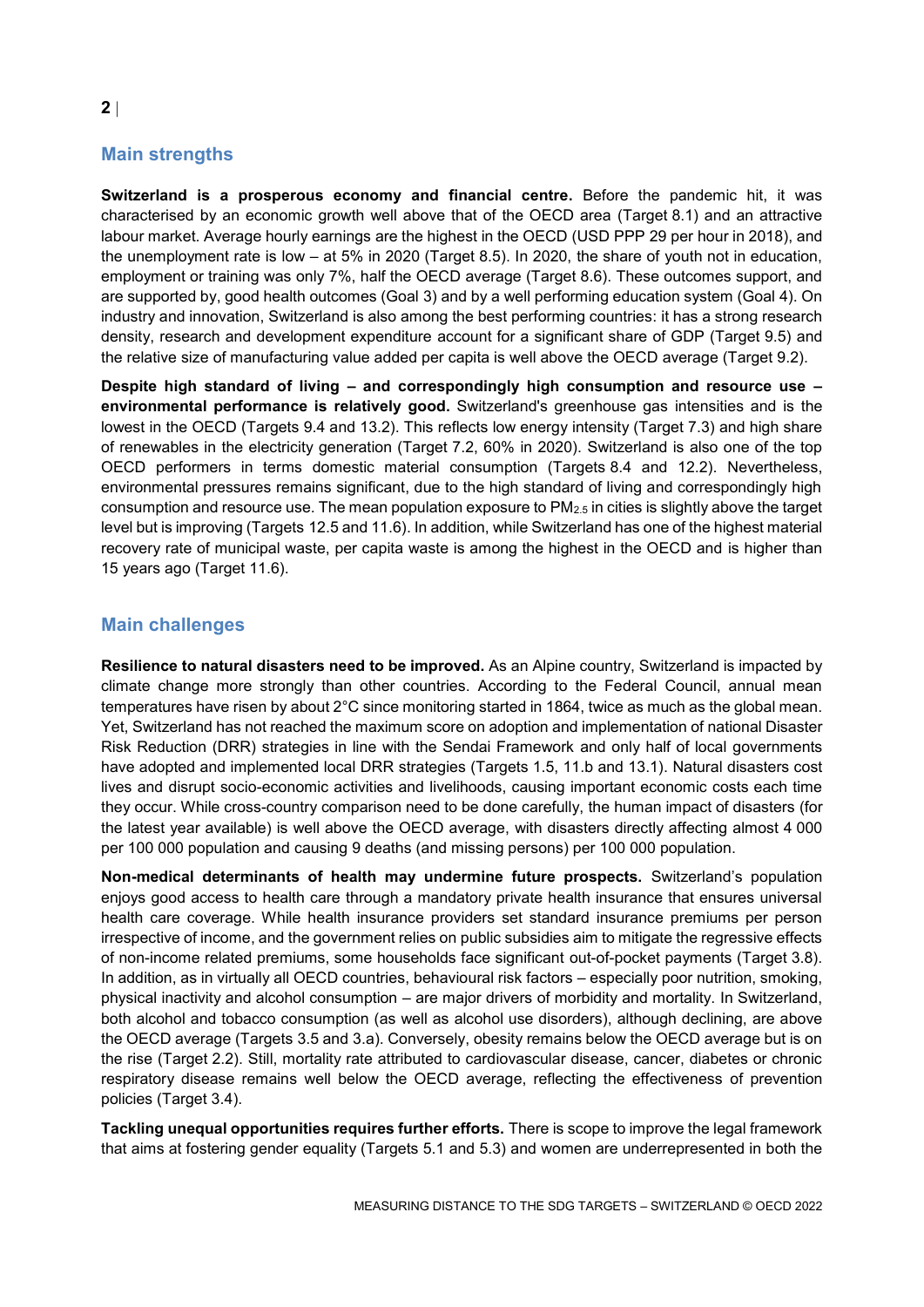## Main strengths

**Switzerland is a prosperous economy and financial centre.** Before the pandemic hit, it was characterised by an economic growth well above that of the OECD area (Target 8.1) and an attractive labour market. Average hourly earnings are the highest in the OECD (USD PPP 29 per hour in 2018), and the unemployment rate is low – at 5% in 2020 (Target 8.5). In 2020, the share of youth not in education, employment or training was only 7%, half the OECD average (Target 8.6). These outcomes support, and are supported by, good health outcomes (Goal 3) and by a well performing education system (Goal 4). On industry and innovation, Switzerland is also among the best performing countries: it has a strong research density, research and development expenditure account for a significant share of GDP (Target 9.5) and the relative size of manufacturing value added per capita is well above the OECD average (Target 9.2).

**Despite high standard of living – and correspondingly high consumption and resource use – environmental performance is relatively good.** Switzerland's greenhouse gas intensities and is the lowest in the OECD (Targets 9.4 and 13.2). This reflects low energy intensity (Target 7.3) and high share of renewables in the electricity generation (Target 7.2, 60% in 2020). Switzerland is also one of the top OECD performers in terms domestic material consumption (Targets 8.4 and 12.2). Nevertheless, environmental pressures remains significant, due to the high standard of living and correspondingly high consumption and resource use. The mean population exposure to $PM_{2.5}$ in cities is slightly above the target level but is improving (Targets 12.5 and 11.6). In addition, while Switzerland has one of the highest material recovery rate of municipal waste, per capita waste is among the highest in the OECD and is higher than 15 years ago (Target 11.6).

## Main challenges

**Resilience to natural disasters need to be improved.** As an Alpine country, Switzerland is impacted by climate change more strongly than other countries. According to the Federal Council, annual mean temperatures have risen by about 2°C since monitoring started in 1864, twice as much as the global mean. Yet, Switzerland has not reached the maximum score on adoption and implementation of national Disaster Risk Reduction (DRR) strategies in line with the Sendai Framework and only half of local governments have adopted and implemented local DRR strategies (Targets 1.5, 11.b and 13.1). Natural disasters cost lives and disrupt socio-economic activities and livelihoods, causing important economic costs each time they occur. While cross-country comparison need to be done carefully, the human impact of disasters (for the latest year available) is well above the OECD average, with disasters directly affecting almost 4 000 per 100 000 population and causing 9 deaths (and missing persons) per 100 000 population.

**Non-medical determinants of health may undermine future prospects.** Switzerland's population enjoys good access to health care through a mandatory private health insurance that ensures universal health care coverage. While health insurance providers set standard insurance premiums per person irrespective of income, and the government relies on public subsidies aim to mitigate the regressive effects of non-income related premiums, some households face significant out-of-pocket payments (Target 3.8). In addition, as in virtually all OECD countries, behavioural risk factors – especially poor nutrition, smoking, physical inactivity and alcohol consumption – are major drivers of morbidity and mortality. In Switzerland, both alcohol and tobacco consumption (as well as alcohol use disorders), although declining, are above the OECD average (Targets 3.5 and 3.a). Conversely, obesity remains below the OECD average but is on the rise (Target 2.2). Still, mortality rate attributed to cardiovascular disease, cancer, diabetes or chronic respiratory disease remains well below the OECD average, reflecting the effectiveness of prevention policies (Target 3.4).

**Tackling unequal opportunities requires further efforts.** There is scope to improve the legal framework that aims at fostering gender equality (Targets 5.1 and 5.3) and women are underrepresented in both the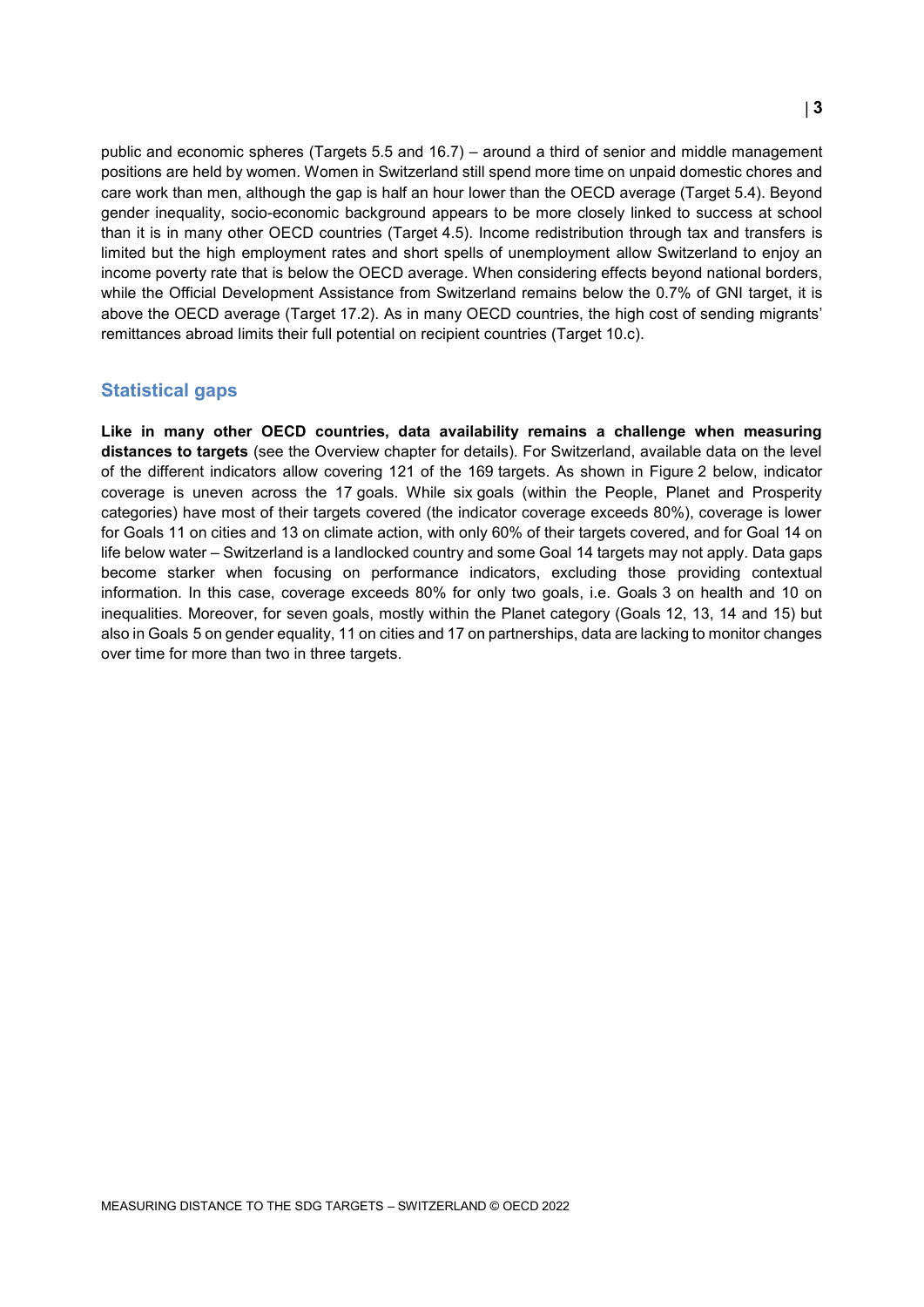public and economic spheres (Targets 5.5 and 16.7) – around a third of senior and middle management positions are held by women. Women in Switzerland still spend more time on unpaid domestic chores and care work than men, although the gap is half an hour lower than the OECD average (Target 5.4). Beyond gender inequality, socio-economic background appears to be more closely linked to success at school than it is in many other OECD countries (Target 4.5). Income redistribution through tax and transfers is limited but the high employment rates and short spells of unemployment allow Switzerland to enjoy an income poverty rate that is below the OECD average. When considering effects beyond national borders, while the Official Development Assistance from Switzerland remains below the 0.7% of GNI target, it is above the OECD average (Target 17.2). As in many OECD countries, the high cost of sending migrants' remittances abroad limits their full potential on recipient countries (Target 10.c).

## Statistical gaps

**Like in many other OECD countries, data availability remains a challenge when measuring distances to targets** (see the Overview chapter for details). For Switzerland, available data on the level of the different indicators allow covering 121 of the 169 targets. As shown in Figure 2 below, indicator coverage is uneven across the 17 goals. While six goals (within the People, Planet and Prosperity categories) have most of their targets covered (the indicator coverage exceeds 80%), coverage is lower for Goals 11 on cities and 13 on climate action, with only 60% of their targets covered, and for Goal 14 on life below water – Switzerland is a landlocked country and some Goal 14 targets may not apply. Data gaps become starker when focusing on performance indicators, excluding those providing contextual information. In this case, coverage exceeds 80% for only two goals, i.e. Goals 3 on health and 10 on inequalities. Moreover, for seven goals, mostly within the Planet category (Goals 12, 13, 14 and 15) but also in Goals 5 on gender equality, 11 on cities and 17 on partnerships, data are lacking to monitor changes over time for more than two in three targets.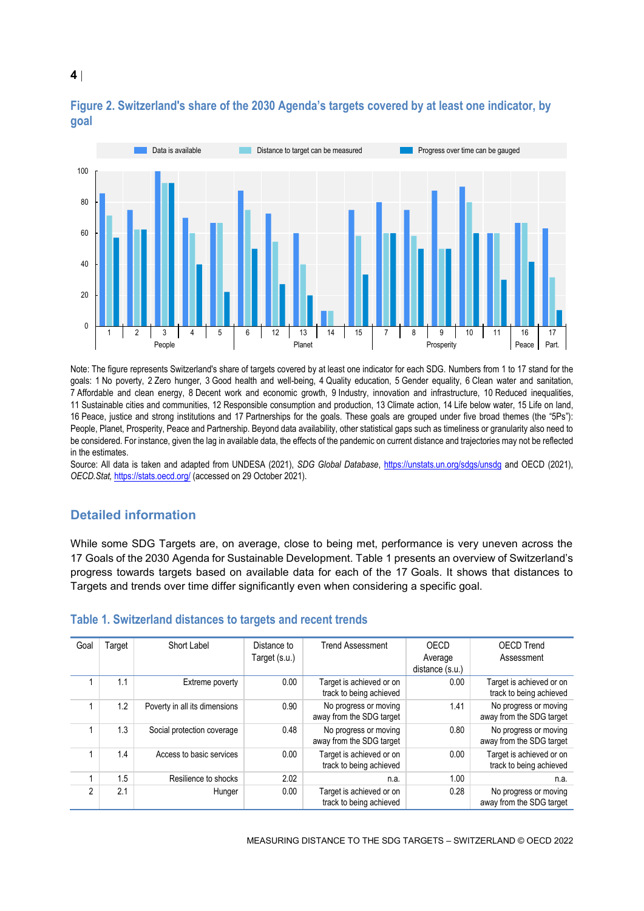## Figure 2. Switzerland's share of the 2030 Agenda's targets covered by at least one indicator, by goal

Data is available
Distance to target can be measured
Progress over time can be gauged

100
80
60
40
20
0

1 2 3 4 5 — People
6 12 13 14 15 — Planet
7 8 9 10 11 — Prosperity
16 — Peace
17 — Part.

Note: The figure represents Switzerland's share of targets covered by at least one indicator for each SDG. Numbers from 1 to 17 stand for the goals: 1 No poverty, 2 Zero hunger, 3 Good health and well-being, 4 Quality education, 5 Gender equality, 6 Clean water and sanitation, 7 Affordable and clean energy, 8 Decent work and economic growth, 9 Industry, innovation and infrastructure, 10 Reduced inequalities, 11 Sustainable cities and communities, 12 Responsible consumption and production, 13 Climate action, 14 Life below water, 15 Life on land, 16 Peace, justice and strong institutions and 17 Partnerships for the goals. These goals are grouped under five broad themes (the "5Ps"): People, Planet, Prosperity, Peace and Partnership. Beyond data availability, other statistical gaps such as timeliness or granularity also need to be considered. For instance, given the lag in available data, the effects of the pandemic on current distance and trajectories may not be reflected in the estimates.

Source: All data is taken and adapted from UNDESA (2021), *SDG Global Database*, https://unstats.un.org/sdgs/unsdg and OECD (2021), *OECD.Stat*, https://stats.oecd.org/ (accessed on 29 October 2021).

## Detailed information

While some SDG Targets are, on average, close to being met, performance is very uneven across the 17 Goals of the 2030 Agenda for Sustainable Development. Table 1 presents an overview of Switzerland's progress towards targets based on available data for each of the 17 Goals. It shows that distances to Targets and trends over time differ significantly even when considering a specific goal.

### Table 1. Switzerland distances to targets and recent trends

| Goal | Target | Short Label | Distance to Target (s.u.) | Trend Assessment | OECD Average distance (s.u.) | OECD Trend Assessment |
|---|---|---|---|---|---|---|
| 1 | 1.1 | Extreme poverty | 0.00 | Target is achieved or on track to being achieved | 0.00 | Target is achieved or on track to being achieved |
| 1 | 1.2 | Poverty in all its dimensions | 0.90 | No progress or moving away from the SDG target | 1.41 | No progress or moving away from the SDG target |
| 1 | 1.3 | Social protection coverage | 0.48 | No progress or moving away from the SDG target | 0.80 | No progress or moving away from the SDG target |
| 1 | 1.4 | Access to basic services | 0.00 | Target is achieved or on track to being achieved | 0.00 | Target is achieved or on track to being achieved |
| 1 | 1.5 | Resilience to shocks | 2.02 | n.a. | 1.00 | n.a. |
| 2 | 2.1 | Hunger | 0.00 | Target is achieved or on track to being achieved | 0.28 | No progress or moving away from the SDG target |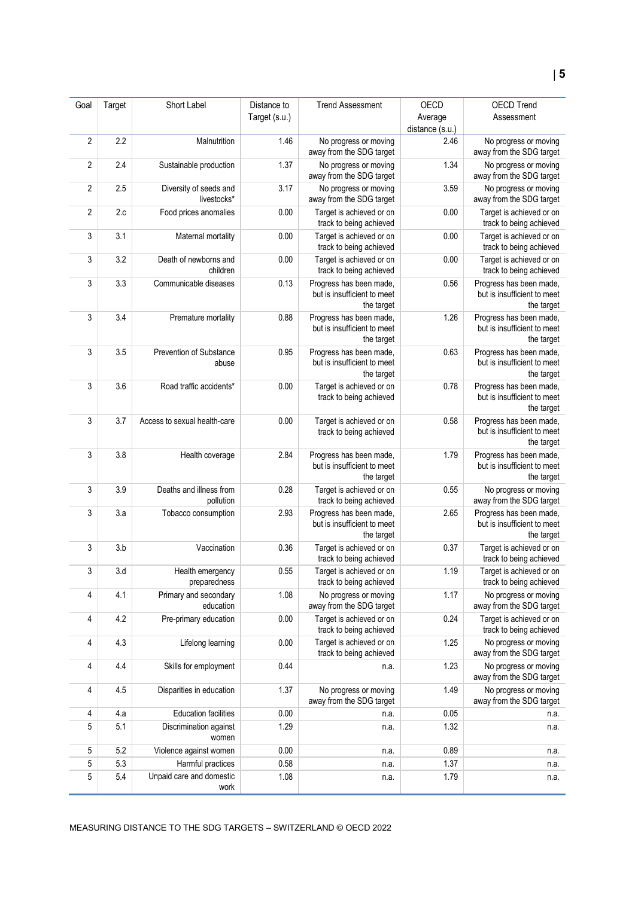| Goal | Target | Short Label | Distance to Target (s.u.) | Trend Assessment | OECD Average distance (s.u.) | OECD Trend Assessment |
|---|---|---|---|---|---|---|
| 2 | 2.2 | Malnutrition | 1.46 | No progress or moving away from the SDG target | 2.46 | No progress or moving away from the SDG target |
| 2 | 2.4 | Sustainable production | 1.37 | No progress or moving away from the SDG target | 1.34 | No progress or moving away from the SDG target |
| 2 | 2.5 | Diversity of seeds and livestocks* | 3.17 | No progress or moving away from the SDG target | 3.59 | No progress or moving away from the SDG target |
| 2 | 2.c | Food prices anomalies | 0.00 | Target is achieved or on track to being achieved | 0.00 | Target is achieved or on track to being achieved |
| 3 | 3.1 | Maternal mortality | 0.00 | Target is achieved or on track to being achieved | 0.00 | Target is achieved or on track to being achieved |
| 3 | 3.2 | Death of newborns and children | 0.00 | Target is achieved or on track to being achieved | 0.00 | Target is achieved or on track to being achieved |
| 3 | 3.3 | Communicable diseases | 0.13 | Progress has been made, but is insufficient to meet the target | 0.56 | Progress has been made, but is insufficient to meet the target |
| 3 | 3.4 | Premature mortality | 0.88 | Progress has been made, but is insufficient to meet the target | 1.26 | Progress has been made, but is insufficient to meet the target |
| 3 | 3.5 | Prevention of Substance abuse | 0.95 | Progress has been made, but is insufficient to meet the target | 0.63 | Progress has been made, but is insufficient to meet the target |
| 3 | 3.6 | Road traffic accidents* | 0.00 | Target is achieved or on track to being achieved | 0.78 | Progress has been made, but is insufficient to meet the target |
| 3 | 3.7 | Access to sexual health-care | 0.00 | Target is achieved or on track to being achieved | 0.58 | Progress has been made, but is insufficient to meet the target |
| 3 | 3.8 | Health coverage | 2.84 | Progress has been made, but is insufficient to meet the target | 1.79 | Progress has been made, but is insufficient to meet the target |
| 3 | 3.9 | Deaths and illness from pollution | 0.28 | Target is achieved or on track to being achieved | 0.55 | No progress or moving away from the SDG target |
| 3 | 3.a | Tobacco consumption | 2.93 | Progress has been made, but is insufficient to meet the target | 2.65 | Progress has been made, but is insufficient to meet the target |
| 3 | 3.b | Vaccination | 0.36 | Target is achieved or on track to being achieved | 0.37 | Target is achieved or on track to being achieved |
| 3 | 3.d | Health emergency preparedness | 0.55 | Target is achieved or on track to being achieved | 1.19 | Target is achieved or on track to being achieved |
| 4 | 4.1 | Primary and secondary education | 1.08 | No progress or moving away from the SDG target | 1.17 | No progress or moving away from the SDG target |
| 4 | 4.2 | Pre-primary education | 0.00 | Target is achieved or on track to being achieved | 0.24 | Target is achieved or on track to being achieved |
| 4 | 4.3 | Lifelong learning | 0.00 | Target is achieved or on track to being achieved | 1.25 | No progress or moving away from the SDG target |
| 4 | 4.4 | Skills for employment | 0.44 | n.a. | 1.23 | No progress or moving away from the SDG target |
| 4 | 4.5 | Disparities in education | 1.37 | No progress or moving away from the SDG target | 1.49 | No progress or moving away from the SDG target |
| 4 | 4.a | Education facilities | 0.00 | n.a. | 0.05 | n.a. |
| 5 | 5.1 | Discrimination against women | 1.29 | n.a. | 1.32 | n.a. |
| 5 | 5.2 | Violence against women | 0.00 | n.a. | 0.89 | n.a. |
| 5 | 5.3 | Harmful practices | 0.58 | n.a. | 1.37 | n.a. |
| 5 | 5.4 | Unpaid care and domestic work | 1.08 | n.a. | 1.79 | n.a. |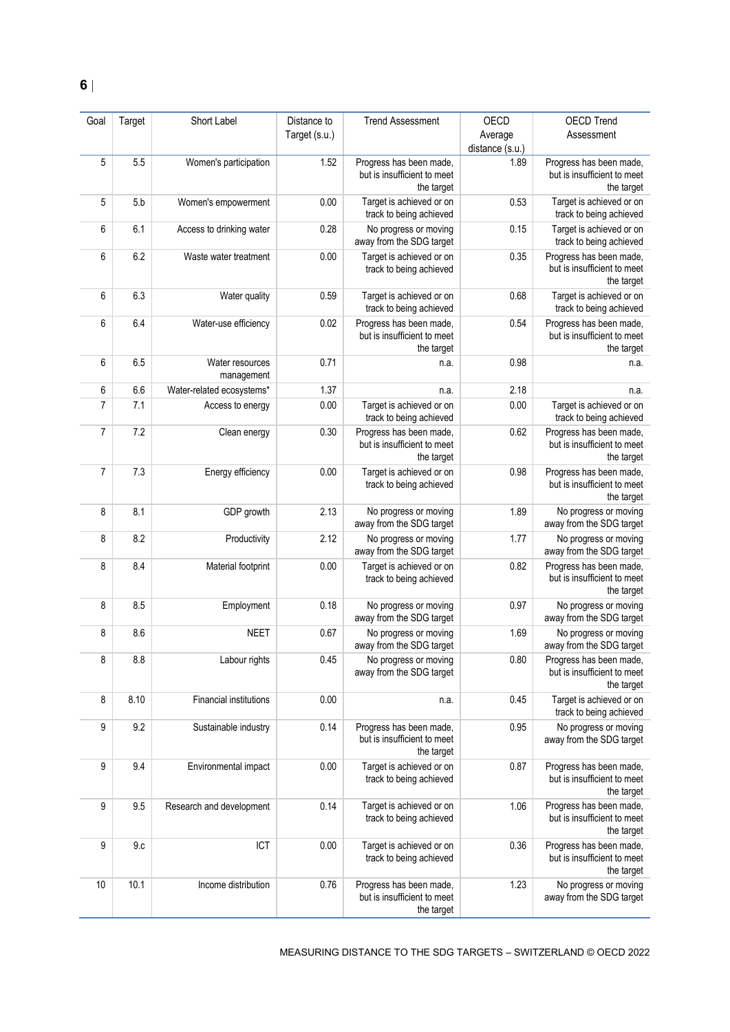| Goal | Target | Short Label | Distance to Target (s.u.) | Trend Assessment | OECD Average distance (s.u.) | OECD Trend Assessment |
|---|---|---|---|---|---|---|
| 5 | 5.5 | Women's participation | 1.52 | Progress has been made, but is insufficient to meet the target | 1.89 | Progress has been made, but is insufficient to meet the target |
| 5 | 5.b | Women's empowerment | 0.00 | Target is achieved or on track to being achieved | 0.53 | Target is achieved or on track to being achieved |
| 6 | 6.1 | Access to drinking water | 0.28 | No progress or moving away from the SDG target | 0.15 | Target is achieved or on track to being achieved |
| 6 | 6.2 | Waste water treatment | 0.00 | Target is achieved or on track to being achieved | 0.35 | Progress has been made, but is insufficient to meet the target |
| 6 | 6.3 | Water quality | 0.59 | Target is achieved or on track to being achieved | 0.68 | Target is achieved or on track to being achieved |
| 6 | 6.4 | Water-use efficiency | 0.02 | Progress has been made, but is insufficient to meet the target | 0.54 | Progress has been made, but is insufficient to meet the target |
| 6 | 6.5 | Water resources management | 0.71 | n.a. | 0.98 | n.a. |
| 6 | 6.6 | Water-related ecosystems* | 1.37 | n.a. | 2.18 | n.a. |
| 7 | 7.1 | Access to energy | 0.00 | Target is achieved or on track to being achieved | 0.00 | Target is achieved or on track to being achieved |
| 7 | 7.2 | Clean energy | 0.30 | Progress has been made, but is insufficient to meet the target | 0.62 | Progress has been made, but is insufficient to meet the target |
| 7 | 7.3 | Energy efficiency | 0.00 | Target is achieved or on track to being achieved | 0.98 | Progress has been made, but is insufficient to meet the target |
| 8 | 8.1 | GDP growth | 2.13 | No progress or moving away from the SDG target | 1.89 | No progress or moving away from the SDG target |
| 8 | 8.2 | Productivity | 2.12 | No progress or moving away from the SDG target | 1.77 | No progress or moving away from the SDG target |
| 8 | 8.4 | Material footprint | 0.00 | Target is achieved or on track to being achieved | 0.82 | Progress has been made, but is insufficient to meet the target |
| 8 | 8.5 | Employment | 0.18 | No progress or moving away from the SDG target | 0.97 | No progress or moving away from the SDG target |
| 8 | 8.6 | NEET | 0.67 | No progress or moving away from the SDG target | 1.69 | No progress or moving away from the SDG target |
| 8 | 8.8 | Labour rights | 0.45 | No progress or moving away from the SDG target | 0.80 | Progress has been made, but is insufficient to meet the target |
| 8 | 8.10 | Financial institutions | 0.00 | n.a. | 0.45 | Target is achieved or on track to being achieved |
| 9 | 9.2 | Sustainable industry | 0.14 | Progress has been made, but is insufficient to meet the target | 0.95 | No progress or moving away from the SDG target |
| 9 | 9.4 | Environmental impact | 0.00 | Target is achieved or on track to being achieved | 0.87 | Progress has been made, but is insufficient to meet the target |
| 9 | 9.5 | Research and development | 0.14 | Target is achieved or on track to being achieved | 1.06 | Progress has been made, but is insufficient to meet the target |
| 9 | 9.c | ICT | 0.00 | Target is achieved or on track to being achieved | 0.36 | Progress has been made, but is insufficient to meet the target |
| 10 | 10.1 | Income distribution | 0.76 | Progress has been made, but is insufficient to meet the target | 1.23 | No progress or moving away from the SDG target |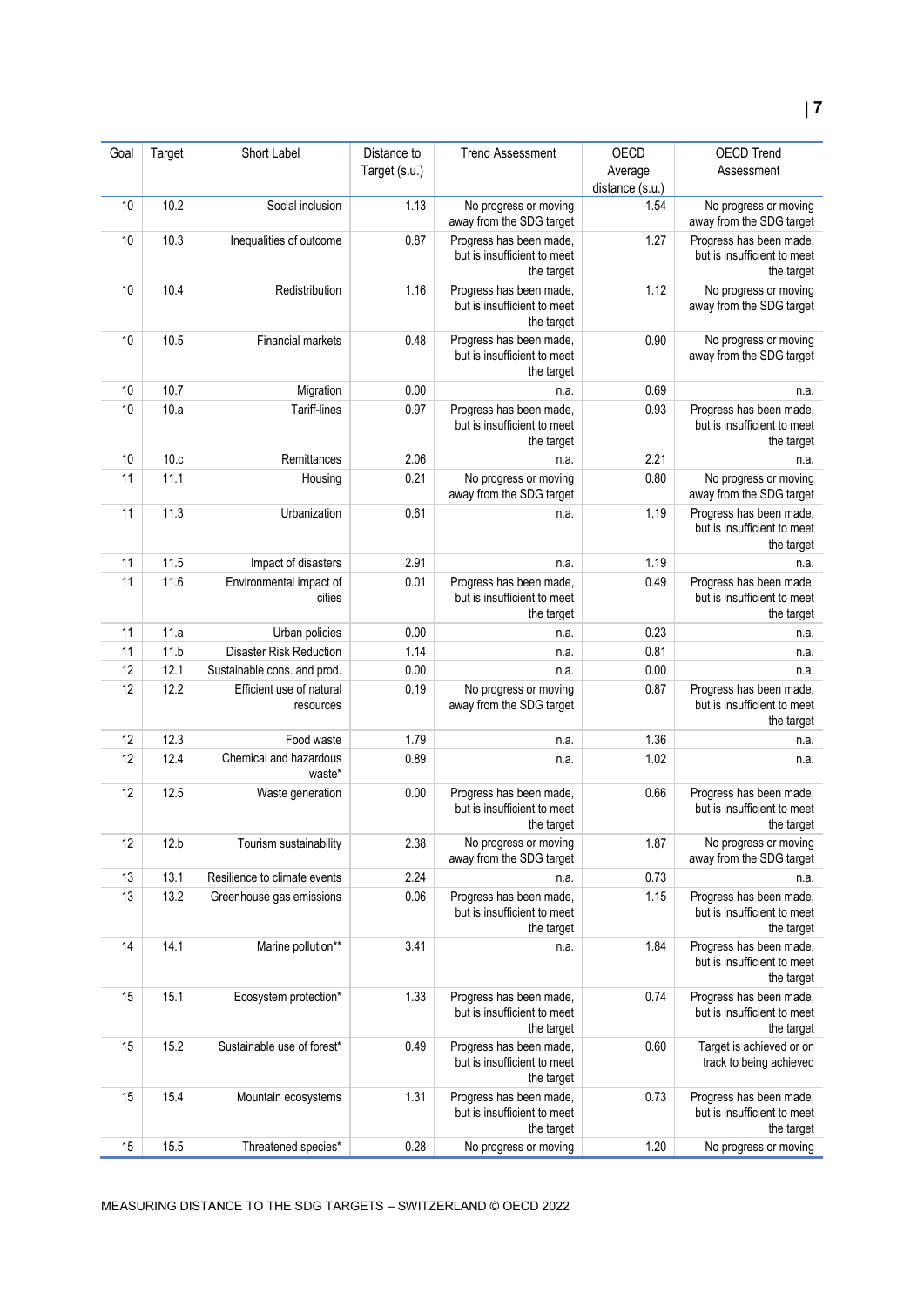| Goal | Target | Short Label | Distance to Target (s.u.) | Trend Assessment | OECD Average distance (s.u.) | OECD Trend Assessment |
|---|---|---|---|---|---|---|
| 10 | 10.2 | Social inclusion | 1.13 | No progress or moving away from the SDG target | 1.54 | No progress or moving away from the SDG target |
| 10 | 10.3 | Inequalities of outcome | 0.87 | Progress has been made, but is insufficient to meet the target | 1.27 | Progress has been made, but is insufficient to meet the target |
| 10 | 10.4 | Redistribution | 1.16 | Progress has been made, but is insufficient to meet the target | 1.12 | No progress or moving away from the SDG target |
| 10 | 10.5 | Financial markets | 0.48 | Progress has been made, but is insufficient to meet the target | 0.90 | No progress or moving away from the SDG target |
| 10 | 10.7 | Migration | 0.00 | n.a. | 0.69 | n.a. |
| 10 | 10.a | Tariff-lines | 0.97 | Progress has been made, but is insufficient to meet the target | 0.93 | Progress has been made, but is insufficient to meet the target |
| 10 | 10.c | Remittances | 2.06 | n.a. | 2.21 | n.a. |
| 11 | 11.1 | Housing | 0.21 | No progress or moving away from the SDG target | 0.80 | No progress or moving away from the SDG target |
| 11 | 11.3 | Urbanization | 0.61 | n.a. | 1.19 | Progress has been made, but is insufficient to meet the target |
| 11 | 11.5 | Impact of disasters | 2.91 | n.a. | 1.19 | n.a. |
| 11 | 11.6 | Environmental impact of cities | 0.01 | Progress has been made, but is insufficient to meet the target | 0.49 | Progress has been made, but is insufficient to meet the target |
| 11 | 11.a | Urban policies | 0.00 | n.a. | 0.23 | n.a. |
| 11 | 11.b | Disaster Risk Reduction | 1.14 | n.a. | 0.81 | n.a. |
| 12 | 12.1 | Sustainable cons. and prod. | 0.00 | n.a. | 0.00 | n.a. |
| 12 | 12.2 | Efficient use of natural resources | 0.19 | No progress or moving away from the SDG target | 0.87 | Progress has been made, but is insufficient to meet the target |
| 12 | 12.3 | Food waste | 1.79 | n.a. | 1.36 | n.a. |
| 12 | 12.4 | Chemical and hazardous waste* | 0.89 | n.a. | 1.02 | n.a. |
| 12 | 12.5 | Waste generation | 0.00 | Progress has been made, but is insufficient to meet the target | 0.66 | Progress has been made, but is insufficient to meet the target |
| 12 | 12.b | Tourism sustainability | 2.38 | No progress or moving away from the SDG target | 1.87 | No progress or moving away from the SDG target |
| 13 | 13.1 | Resilience to climate events | 2.24 | n.a. | 0.73 | n.a. |
| 13 | 13.2 | Greenhouse gas emissions | 0.06 | Progress has been made, but is insufficient to meet the target | 1.15 | Progress has been made, but is insufficient to meet the target |
| 14 | 14.1 | Marine pollution** | 3.41 | n.a. | 1.84 | Progress has been made, but is insufficient to meet the target |
| 15 | 15.1 | Ecosystem protection* | 1.33 | Progress has been made, but is insufficient to meet the target | 0.74 | Progress has been made, but is insufficient to meet the target |
| 15 | 15.2 | Sustainable use of forest* | 0.49 | Progress has been made, but is insufficient to meet the target | 0.60 | Target is achieved or on track to being achieved |
| 15 | 15.4 | Mountain ecosystems | 1.31 | Progress has been made, but is insufficient to meet the target | 0.73 | Progress has been made, but is insufficient to meet the target |
| 15 | 15.5 | Threatened species* | 0.28 | No progress or moving | 1.20 | No progress or moving |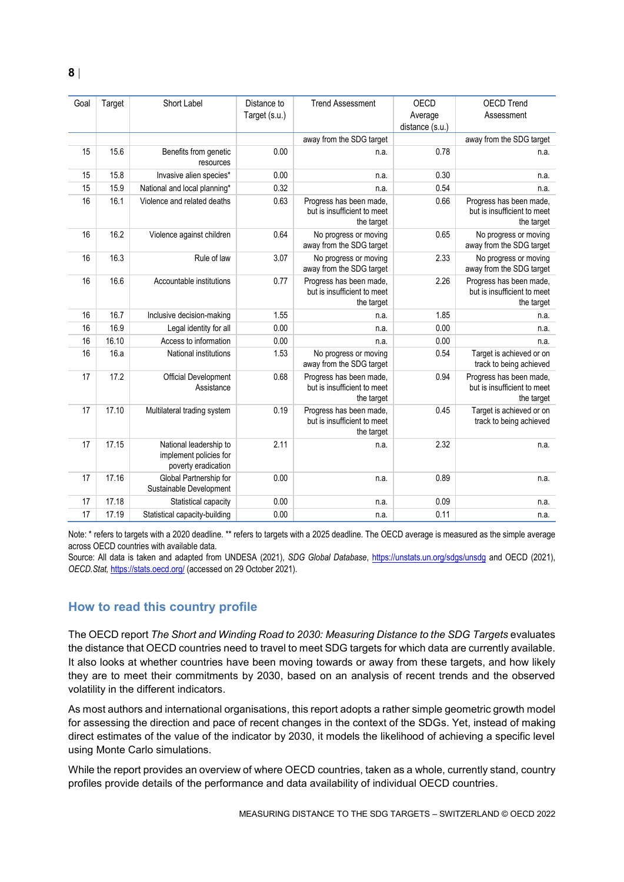| Goal | Target | Short Label | Distance to Target (s.u.) | Trend Assessment | OECD Average distance (s.u.) | OECD Trend Assessment |
|---|---|---|---|---|---|---|
| | | | | away from the SDG target | | away from the SDG target |
| 15 | 15.6 | Benefits from genetic resources | 0.00 | n.a. | 0.78 | n.a. |
| 15 | 15.8 | Invasive alien species* | 0.00 | n.a. | 0.30 | n.a. |
| 15 | 15.9 | National and local planning* | 0.32 | n.a. | 0.54 | n.a. |
| 16 | 16.1 | Violence and related deaths | 0.63 | Progress has been made, but is insufficient to meet the target | 0.66 | Progress has been made, but is insufficient to meet the target |
| 16 | 16.2 | Violence against children | 0.64 | No progress or moving away from the SDG target | 0.65 | No progress or moving away from the SDG target |
| 16 | 16.3 | Rule of law | 3.07 | No progress or moving away from the SDG target | 2.33 | No progress or moving away from the SDG target |
| 16 | 16.6 | Accountable institutions | 0.77 | Progress has been made, but is insufficient to meet the target | 2.26 | Progress has been made, but is insufficient to meet the target |
| 16 | 16.7 | Inclusive decision-making | 1.55 | n.a. | 1.85 | n.a. |
| 16 | 16.9 | Legal identity for all | 0.00 | n.a. | 0.00 | n.a. |
| 16 | 16.10 | Access to information | 0.00 | n.a. | 0.00 | n.a. |
| 16 | 16.a | National institutions | 1.53 | No progress or moving away from the SDG target | 0.54 | Target is achieved or on track to being achieved |
| 17 | 17.2 | Official Development Assistance | 0.68 | Progress has been made, but is insufficient to meet the target | 0.94 | Progress has been made, but is insufficient to meet the target |
| 17 | 17.10 | Multilateral trading system | 0.19 | Progress has been made, but is insufficient to meet the target | 0.45 | Target is achieved or on track to being achieved |
| 17 | 17.15 | National leadership to implement policies for poverty eradication | 2.11 | n.a. | 2.32 | n.a. |
| 17 | 17.16 | Global Partnership for Sustainable Development | 0.00 | n.a. | 0.89 | n.a. |
| 17 | 17.18 | Statistical capacity | 0.00 | n.a. | 0.09 | n.a. |
| 17 | 17.19 | Statistical capacity-building | 0.00 | n.a. | 0.11 | n.a. |

Note: * refers to targets with a 2020 deadline. ** refers to targets with a 2025 deadline. The OECD average is measured as the simple average across OECD countries with available data.

Source: All data is taken and adapted from UNDESA (2021), *SDG Global Database*, https://unstats.un.org/sdgs/unsdg and OECD (2021), *OECD.Stat*, https://stats.oecd.org/ (accessed on 29 October 2021).

## How to read this country profile

The OECD report *The Short and Winding Road to 2030: Measuring Distance to the SDG Targets* evaluates the distance that OECD countries need to travel to meet SDG targets for which data are currently available. It also looks at whether countries have been moving towards or away from these targets, and how likely they are to meet their commitments by 2030, based on an analysis of recent trends and the observed volatility in the different indicators.

As most authors and international organisations, this report adopts a rather simple geometric growth model for assessing the direction and pace of recent changes in the context of the SDGs. Yet, instead of making direct estimates of the value of the indicator by 2030, it models the likelihood of achieving a specific level using Monte Carlo simulations.

While the report provides an overview of where OECD countries, taken as a whole, currently stand, country profiles provide details of the performance and data availability of individual OECD countries.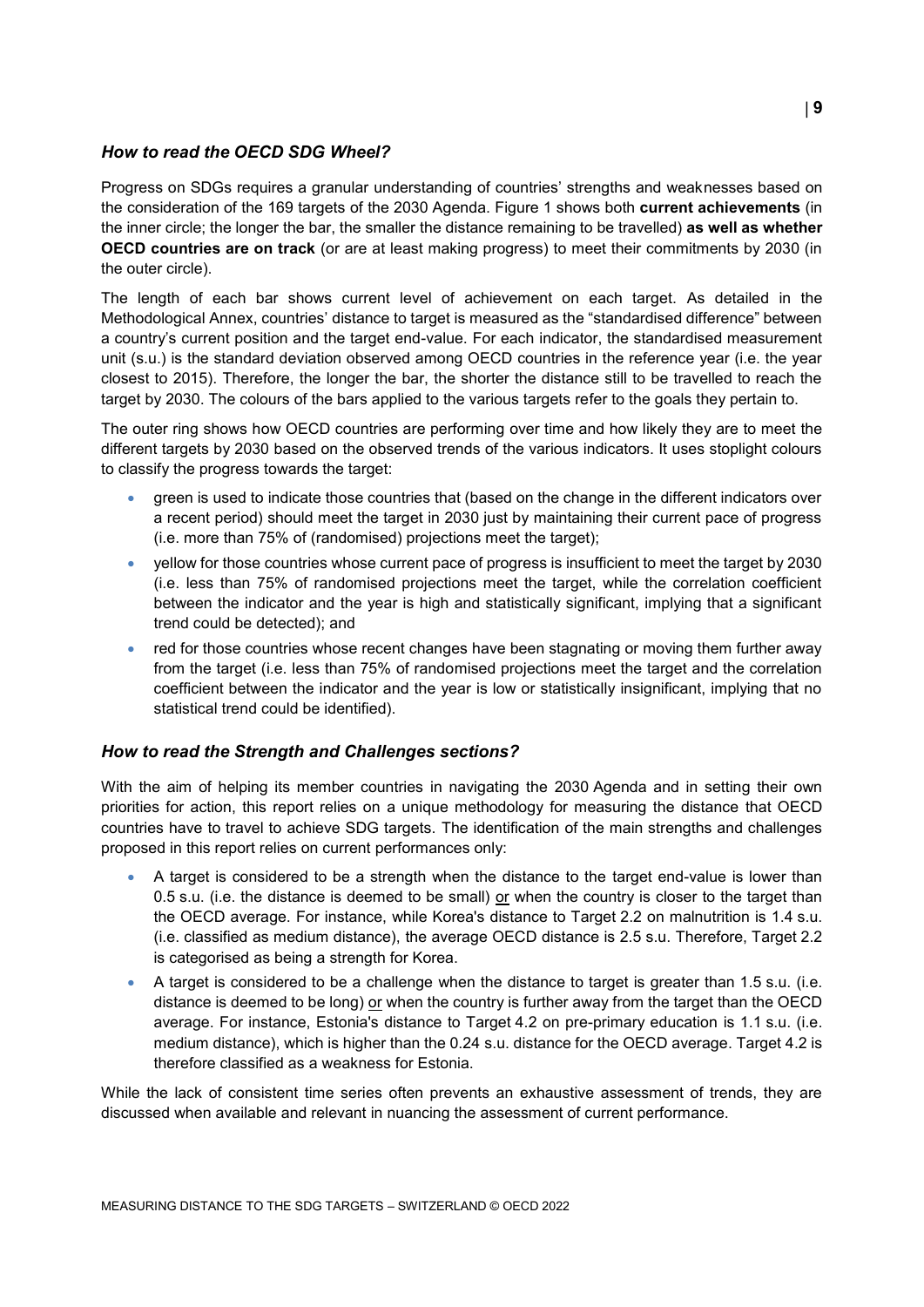### *How to read the OECD SDG Wheel?*

Progress on SDGs requires a granular understanding of countries' strengths and weaknesses based on the consideration of the 169 targets of the 2030 Agenda. Figure 1 shows both **current achievements** (in the inner circle; the longer the bar, the smaller the distance remaining to be travelled) **as well as whether OECD countries are on track** (or are at least making progress) to meet their commitments by 2030 (in the outer circle).

The length of each bar shows current level of achievement on each target. As detailed in the Methodological Annex, countries' distance to target is measured as the "standardised difference" between a country's current position and the target end-value. For each indicator, the standardised measurement unit (s.u.) is the standard deviation observed among OECD countries in the reference year (i.e. the year closest to 2015). Therefore, the longer the bar, the shorter the distance still to be travelled to reach the target by 2030. The colours of the bars applied to the various targets refer to the goals they pertain to.

The outer ring shows how OECD countries are performing over time and how likely they are to meet the different targets by 2030 based on the observed trends of the various indicators. It uses stoplight colours to classify the progress towards the target:

- green is used to indicate those countries that (based on the change in the different indicators over a recent period) should meet the target in 2030 just by maintaining their current pace of progress (i.e. more than 75% of (randomised) projections meet the target);
- yellow for those countries whose current pace of progress is insufficient to meet the target by 2030 (i.e. less than 75% of randomised projections meet the target, while the correlation coefficient between the indicator and the year is high and statistically significant, implying that a significant trend could be detected); and
- red for those countries whose recent changes have been stagnating or moving them further away from the target (i.e. less than 75% of randomised projections meet the target and the correlation coefficient between the indicator and the year is low or statistically insignificant, implying that no statistical trend could be identified).

### *How to read the Strength and Challenges sections?*

With the aim of helping its member countries in navigating the 2030 Agenda and in setting their own priorities for action, this report relies on a unique methodology for measuring the distance that OECD countries have to travel to achieve SDG targets. The identification of the main strengths and challenges proposed in this report relies on current performances only:

- A target is considered to be a strength when the distance to the target end-value is lower than 0.5 s.u. (i.e. the distance is deemed to be small) or when the country is closer to the target than the OECD average. For instance, while Korea's distance to Target 2.2 on malnutrition is 1.4 s.u. (i.e. classified as medium distance), the average OECD distance is 2.5 s.u. Therefore, Target 2.2 is categorised as being a strength for Korea.
- A target is considered to be a challenge when the distance to target is greater than 1.5 s.u. (i.e. distance is deemed to be long) or when the country is further away from the target than the OECD average. For instance, Estonia's distance to Target 4.2 on pre-primary education is 1.1 s.u. (i.e. medium distance), which is higher than the 0.24 s.u. distance for the OECD average. Target 4.2 is therefore classified as a weakness for Estonia.

While the lack of consistent time series often prevents an exhaustive assessment of trends, they are discussed when available and relevant in nuancing the assessment of current performance.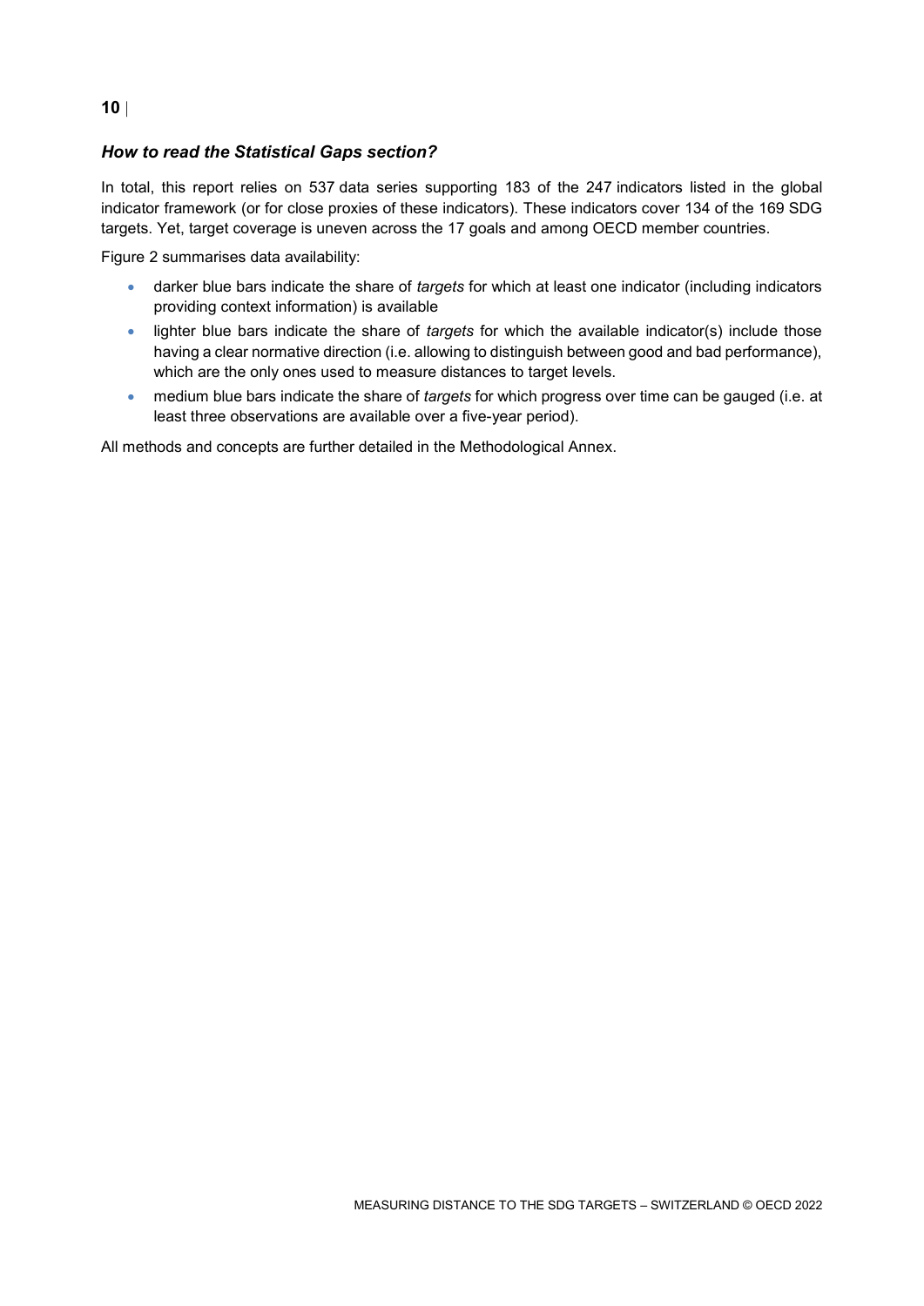### *How to read the Statistical Gaps section?*

In total, this report relies on 537 data series supporting 183 of the 247 indicators listed in the global indicator framework (or for close proxies of these indicators). These indicators cover 134 of the 169 SDG targets. Yet, target coverage is uneven across the 17 goals and among OECD member countries.

Figure 2 summarises data availability:

- darker blue bars indicate the share of *targets* for which at least one indicator (including indicators providing context information) is available
- lighter blue bars indicate the share of *targets* for which the available indicator(s) include those having a clear normative direction (i.e. allowing to distinguish between good and bad performance), which are the only ones used to measure distances to target levels.
- medium blue bars indicate the share of *targets* for which progress over time can be gauged (i.e. at least three observations are available over a five-year period).

All methods and concepts are further detailed in the Methodological Annex.